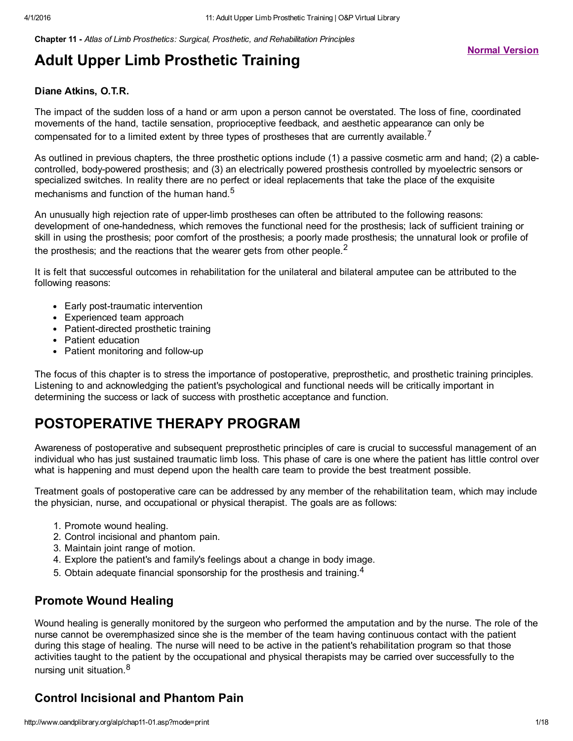**Chapter 11 -** *Atlas of Limb Prosthetics: Surgical, Prosthetic, and Rehabilitation Principles*

# Adult Upper Limb Prosthetic Training

**Diane Atkins, O.T.R.**

The impact of the sudden loss of a hand or arm upon a person cannot be overstated. The loss of fine, coordinated movements of the hand, tactile sensation, proprioceptive feedback, and aesthetic appearance can only be compensated for to a limited extent by three types of prostheses that are currently available.[7]

As outlined in previous chapters, the three prosthetic options include (1) a passive cosmetic arm and hand; (2) a cable-controlled, body-powered prosthesis; and (3) an electrically powered prosthesis controlled by myoelectric sensors or specialized switches. In reality there are no perfect or ideal replacements that take the place of the exquisite mechanisms and function of the human hand.[5]

An unusually high rejection rate of upper-limb prostheses can often be attributed to the following reasons: development of one-handedness, which removes the functional need for the prosthesis; lack of sufficient training or skill in using the prosthesis; poor comfort of the prosthesis; a poorly made prosthesis; the unnatural look or profile of the prosthesis; and the reactions that the wearer gets from other people.[2]

It is felt that successful outcomes in rehabilitation for the unilateral and bilateral amputee can be attributed to the following reasons:

- Early post-traumatic intervention
- Experienced team approach
- Patient-directed prosthetic training
- Patient education
- Patient monitoring and follow-up

The focus of this chapter is to stress the importance of postoperative, preprosthetic, and prosthetic training principles. Listening to and acknowledging the patient's psychological and functional needs will be critically important in determining the success or lack of success with prosthetic acceptance and function.

## POSTOPERATIVE THERAPY PROGRAM

Awareness of postoperative and subsequent preprosthetic principles of care is crucial to successful management of an individual who has just sustained traumatic limb loss. This phase of care is one where the patient has little control over what is happening and must depend upon the health care team to provide the best treatment possible.

Treatment goals of postoperative care can be addressed by any member of the rehabilitation team, which may include the physician, nurse, and occupational or physical therapist. The goals are as follows:

1. Promote wound healing.
2. Control incisional and phantom pain.
3. Maintain joint range of motion.
4. Explore the patient's and family's feelings about a change in body image.
5. Obtain adequate financial sponsorship for the prosthesis and training.[4]

### Promote Wound Healing

Wound healing is generally monitored by the surgeon who performed the amputation and by the nurse. The role of the nurse cannot be overemphasized since she is the member of the team having continuous contact with the patient during this stage of healing. The nurse will need to be active in the patient's rehabilitation program so that those activities taught to the patient by the occupational and physical therapists may be carried over successfully to the nursing unit situation.[8]

### Control Incisional and Phantom Pain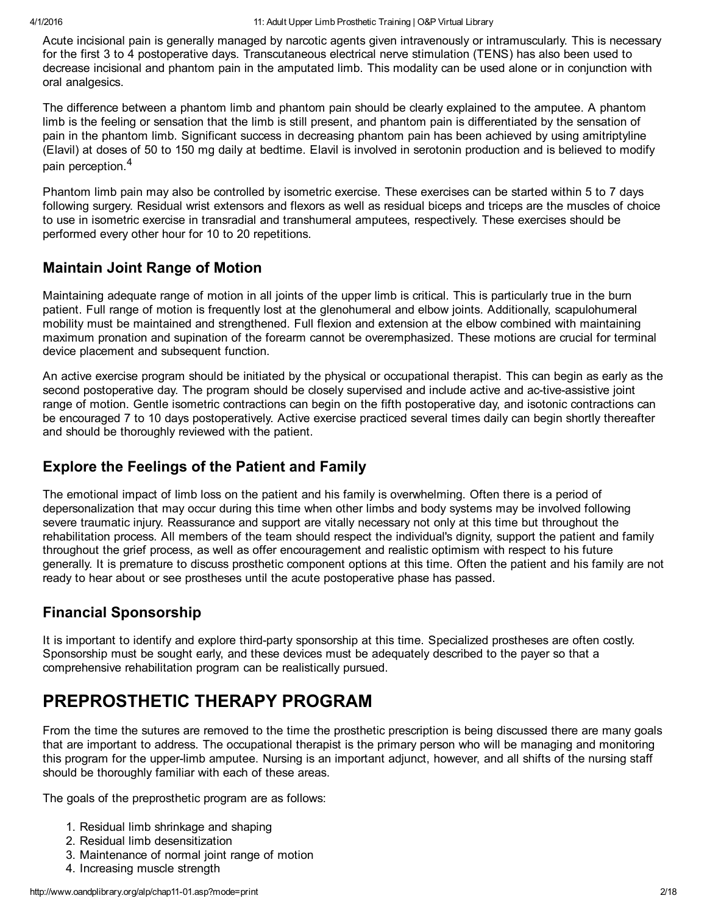Acute incisional pain is generally managed by narcotic agents given intravenously or intramuscularly. This is necessary for the first 3 to 4 postoperative days. Transcutaneous electrical nerve stimulation (TENS) has also been used to decrease incisional and phantom pain in the amputated limb. This modality can be used alone or in conjunction with oral analgesics.

The difference between a phantom limb and phantom pain should be clearly explained to the amputee. A phantom limb is the feeling or sensation that the limb is still present, and phantom pain is differentiated by the sensation of pain in the phantom limb. Significant success in decreasing phantom pain has been achieved by using amitriptyline (Elavil) at doses of 50 to 150 mg daily at bedtime. Elavil is involved in serotonin production and is believed to modify pain perception.[4]

Phantom limb pain may also be controlled by isometric exercise. These exercises can be started within 5 to 7 days following surgery. Residual wrist extensors and flexors as well as residual biceps and triceps are the muscles of choice to use in isometric exercise in transradial and transhumeral amputees, respectively. These exercises should be performed every other hour for 10 to 20 repetitions.

## Maintain Joint Range of Motion

Maintaining adequate range of motion in all joints of the upper limb is critical. This is particularly true in the burn patient. Full range of motion is frequently lost at the glenohumeral and elbow joints. Additionally, scapulohumeral mobility must be maintained and strengthened. Full flexion and extension at the elbow combined with maintaining maximum pronation and supination of the forearm cannot be overemphasized. These motions are crucial for terminal device placement and subsequent function.

An active exercise program should be initiated by the physical or occupational therapist. This can begin as early as the second postoperative day. The program should be closely supervised and include active and ac-tive-assistive joint range of motion. Gentle isometric contractions can begin on the fifth postoperative day, and isotonic contractions can be encouraged 7 to 10 days postoperatively. Active exercise practiced several times daily can begin shortly thereafter and should be thoroughly reviewed with the patient.

## Explore the Feelings of the Patient and Family

The emotional impact of limb loss on the patient and his family is overwhelming. Often there is a period of depersonalization that may occur during this time when other limbs and body systems may be involved following severe traumatic injury. Reassurance and support are vitally necessary not only at this time but throughout the rehabilitation process. All members of the team should respect the individual's dignity, support the patient and family throughout the grief process, as well as offer encouragement and realistic optimism with respect to his future generally. It is premature to discuss prosthetic component options at this time. Often the patient and his family are not ready to hear about or see prostheses until the acute postoperative phase has passed.

## Financial Sponsorship

It is important to identify and explore third-party sponsorship at this time. Specialized prostheses are often costly. Sponsorship must be sought early, and these devices must be adequately described to the payer so that a comprehensive rehabilitation program can be realistically pursued.

# PREPROSTHETIC THERAPY PROGRAM

From the time the sutures are removed to the time the prosthetic prescription is being discussed there are many goals that are important to address. The occupational therapist is the primary person who will be managing and monitoring this program for the upper-limb amputee. Nursing is an important adjunct, however, and all shifts of the nursing staff should be thoroughly familiar with each of these areas.

The goals of the preprosthetic program are as follows:

1. Residual limb shrinkage and shaping
2. Residual limb desensitization
3. Maintenance of normal joint range of motion
4. Increasing muscle strength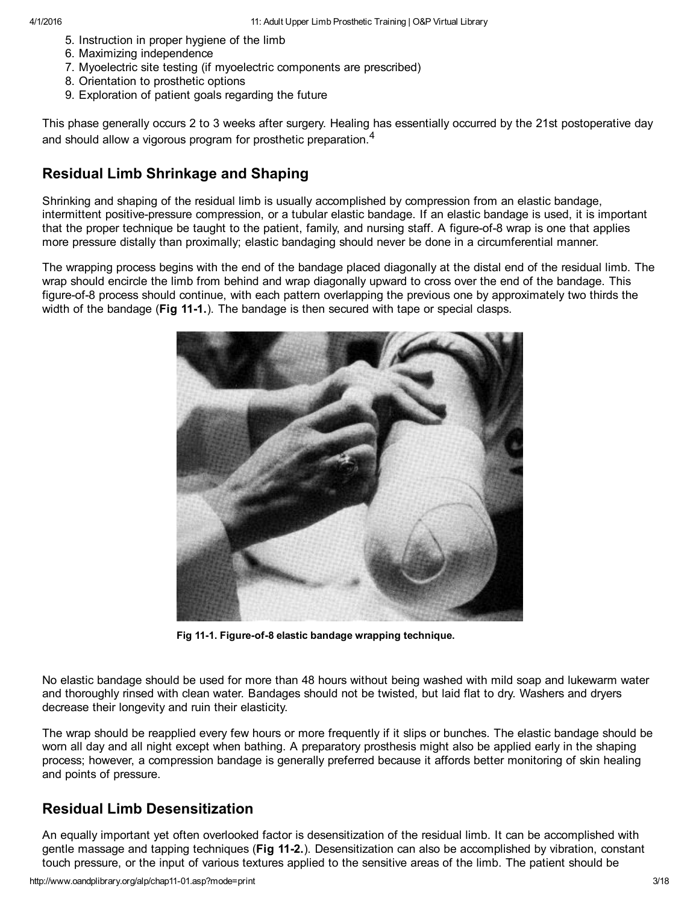5. Instruction in proper hygiene of the limb
6. Maximizing independence
7. Myoelectric site testing (if myoelectric components are prescribed)
8. Orientation to prosthetic options
9. Exploration of patient goals regarding the future

This phase generally occurs 2 to 3 weeks after surgery. Healing has essentially occurred by the 21st postoperative day and should allow a vigorous program for prosthetic preparation.[4]

## Residual Limb Shrinkage and Shaping

Shrinking and shaping of the residual limb is usually accomplished by compression from an elastic bandage, intermittent positive-pressure compression, or a tubular elastic bandage. If an elastic bandage is used, it is important that the proper technique be taught to the patient, family, and nursing staff. A figure-of-8 wrap is one that applies more pressure distally than proximally; elastic bandaging should never be done in a circumferential manner.

The wrapping process begins with the end of the bandage placed diagonally at the distal end of the residual limb. The wrap should encircle the limb from behind and wrap diagonally upward to cross over the end of the bandage. This figure-of-8 process should continue, with each pattern overlapping the previous one by approximately two thirds the width of the bandage (**Fig 11-1.**). The bandage is then secured with tape or special clasps.

**Fig 11-1. Figure-of-8 elastic bandage wrapping technique.**

No elastic bandage should be used for more than 48 hours without being washed with mild soap and lukewarm water and thoroughly rinsed with clean water. Bandages should not be twisted, but laid flat to dry. Washers and dryers decrease their longevity and ruin their elasticity.

The wrap should be reapplied every few hours or more frequently if it slips or bunches. The elastic bandage should be worn all day and all night except when bathing. A preparatory prosthesis might also be applied early in the shaping process; however, a compression bandage is generally preferred because it affords better monitoring of skin healing and points of pressure.

## Residual Limb Desensitization

An equally important yet often overlooked factor is desensitization of the residual limb. It can be accomplished with gentle massage and tapping techniques (**Fig 11-2.**). Desensitization can also be accomplished by vibration, constant touch pressure, or the input of various textures applied to the sensitive areas of the limb. The patient should be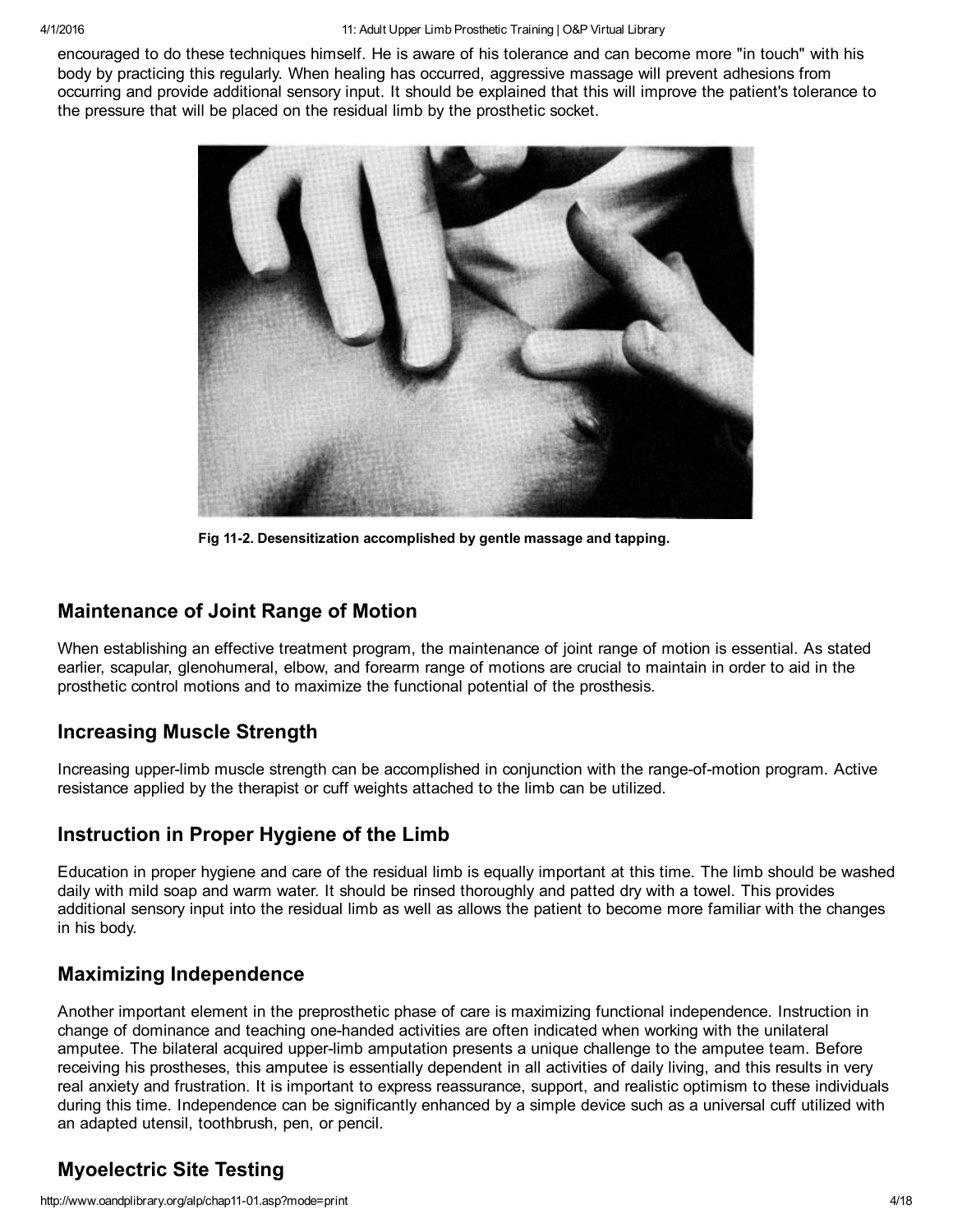encouraged to do these techniques himself. He is aware of his tolerance and can become more "in touch" with his body by practicing this regularly. When healing has occurred, aggressive massage will prevent adhesions from occurring and provide additional sensory input. It should be explained that this will improve the patient's tolerance to the pressure that will be placed on the residual limb by the prosthetic socket.

**Fig 11-2. Desensitization accomplished by gentle massage and tapping.**

## Maintenance of Joint Range of Motion

When establishing an effective treatment program, the maintenance of joint range of motion is essential. As stated earlier, scapular, glenohumeral, elbow, and forearm range of motions are crucial to maintain in order to aid in the prosthetic control motions and to maximize the functional potential of the prosthesis.

## Increasing Muscle Strength

Increasing upper-limb muscle strength can be accomplished in conjunction with the range-of-motion program. Active resistance applied by the therapist or cuff weights attached to the limb can be utilized.

## Instruction in Proper Hygiene of the Limb

Education in proper hygiene and care of the residual limb is equally important at this time. The limb should be washed daily with mild soap and warm water. It should be rinsed thoroughly and patted dry with a towel. This provides additional sensory input into the residual limb as well as allows the patient to become more familiar with the changes in his body.

## Maximizing Independence

Another important element in the preprosthetic phase of care is maximizing functional independence. Instruction in change of dominance and teaching one-handed activities are often indicated when working with the unilateral amputee. The bilateral acquired upper-limb amputation presents a unique challenge to the amputee team. Before receiving his prostheses, this amputee is essentially dependent in all activities of daily living, and this results in very real anxiety and frustration. It is important to express reassurance, support, and realistic optimism to these individuals during this time. Independence can be significantly enhanced by a simple device such as a universal cuff utilized with an adapted utensil, toothbrush, pen, or pencil.

## Myoelectric Site Testing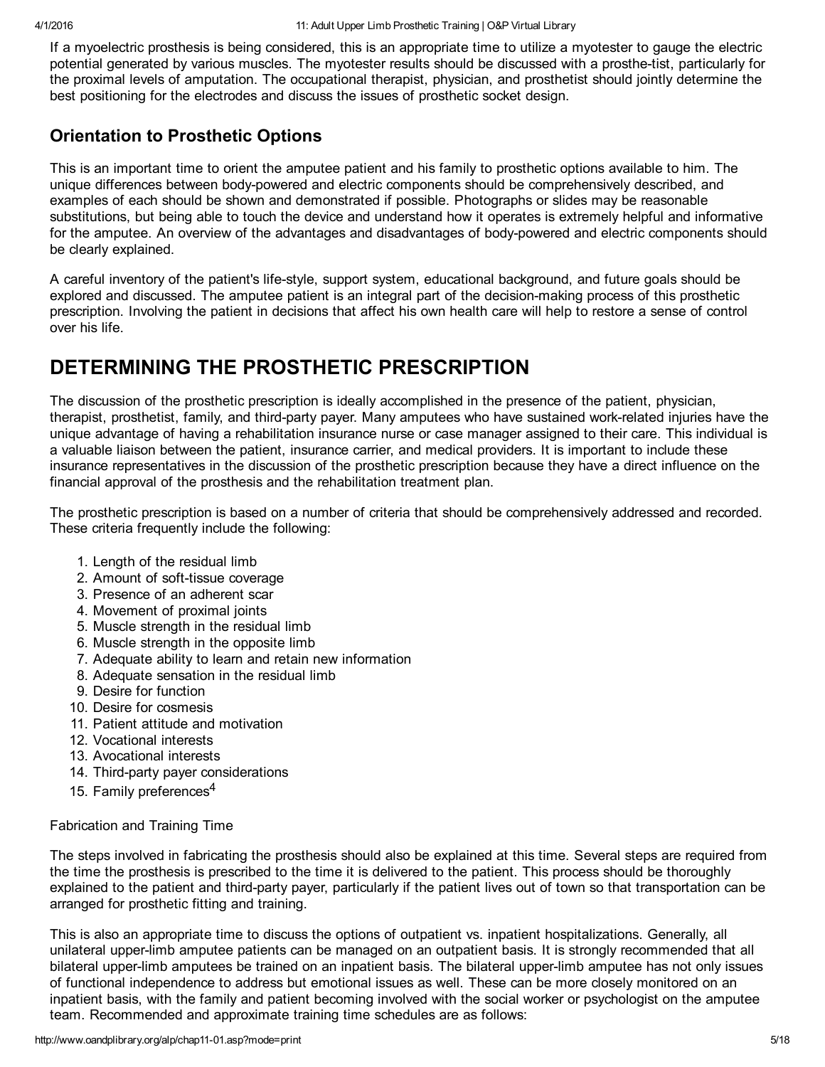If a myoelectric prosthesis is being considered, this is an appropriate time to utilize a myotester to gauge the electric potential generated by various muscles. The myotester results should be discussed with a prosthe-tist, particularly for the proximal levels of amputation. The occupational therapist, physician, and prosthetist should jointly determine the best positioning for the electrodes and discuss the issues of prosthetic socket design.

### Orientation to Prosthetic Options

This is an important time to orient the amputee patient and his family to prosthetic options available to him. The unique differences between body-powered and electric components should be comprehensively described, and examples of each should be shown and demonstrated if possible. Photographs or slides may be reasonable substitutions, but being able to touch the device and understand how it operates is extremely helpful and informative for the amputee. An overview of the advantages and disadvantages of body-powered and electric components should be clearly explained.

A careful inventory of the patient's life-style, support system, educational background, and future goals should be explored and discussed. The amputee patient is an integral part of the decision-making process of this prosthetic prescription. Involving the patient in decisions that affect his own health care will help to restore a sense of control over his life.

## DETERMINING THE PROSTHETIC PRESCRIPTION

The discussion of the prosthetic prescription is ideally accomplished in the presence of the patient, physician, therapist, prosthetist, family, and third-party payer. Many amputees who have sustained work-related injuries have the unique advantage of having a rehabilitation insurance nurse or case manager assigned to their care. This individual is a valuable liaison between the patient, insurance carrier, and medical providers. It is important to include these insurance representatives in the discussion of the prosthetic prescription because they have a direct influence on the financial approval of the prosthesis and the rehabilitation treatment plan.

The prosthetic prescription is based on a number of criteria that should be comprehensively addressed and recorded. These criteria frequently include the following:

1. Length of the residual limb
2. Amount of soft-tissue coverage
3. Presence of an adherent scar
4. Movement of proximal joints
5. Muscle strength in the residual limb
6. Muscle strength in the opposite limb
7. Adequate ability to learn and retain new information
8. Adequate sensation in the residual limb
9. Desire for function
10. Desire for cosmesis
11. Patient attitude and motivation
12. Vocational interests
13. Avocational interests
14. Third-party payer considerations
15. Family preferences[4]

Fabrication and Training Time

The steps involved in fabricating the prosthesis should also be explained at this time. Several steps are required from the time the prosthesis is prescribed to the time it is delivered to the patient. This process should be thoroughly explained to the patient and third-party payer, particularly if the patient lives out of town so that transportation can be arranged for prosthetic fitting and training.

This is also an appropriate time to discuss the options of outpatient vs. inpatient hospitalizations. Generally, all unilateral upper-limb amputee patients can be managed on an outpatient basis. It is strongly recommended that all bilateral upper-limb amputees be trained on an inpatient basis. The bilateral upper-limb amputee has not only issues of functional independence to address but emotional issues as well. These can be more closely monitored on an inpatient basis, with the family and patient becoming involved with the social worker or psychologist on the amputee team. Recommended and approximate training time schedules are as follows: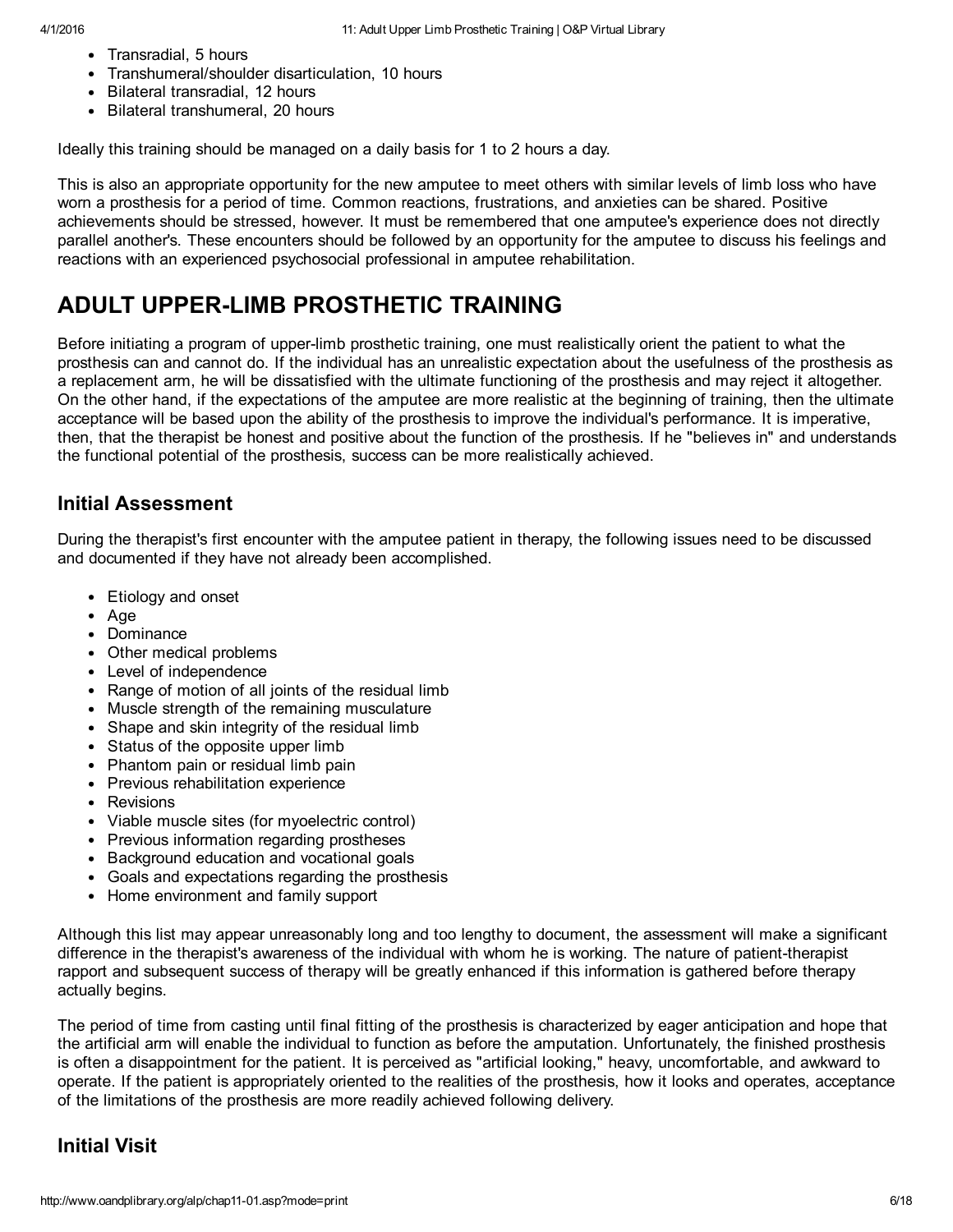- Transradial, 5 hours
- Transhumeral/shoulder disarticulation, 10 hours
- Bilateral transradial, 12 hours
- Bilateral transhumeral, 20 hours

Ideally this training should be managed on a daily basis for 1 to 2 hours a day.

This is also an appropriate opportunity for the new amputee to meet others with similar levels of limb loss who have worn a prosthesis for a period of time. Common reactions, frustrations, and anxieties can be shared. Positive achievements should be stressed, however. It must be remembered that one amputee's experience does not directly parallel another's. These encounters should be followed by an opportunity for the amputee to discuss his feelings and reactions with an experienced psychosocial professional in amputee rehabilitation.

# ADULT UPPER-LIMB PROSTHETIC TRAINING

Before initiating a program of upper-limb prosthetic training, one must realistically orient the patient to what the prosthesis can and cannot do. If the individual has an unrealistic expectation about the usefulness of the prosthesis as a replacement arm, he will be dissatisfied with the ultimate functioning of the prosthesis and may reject it altogether. On the other hand, if the expectations of the amputee are more realistic at the beginning of training, then the ultimate acceptance will be based upon the ability of the prosthesis to improve the individual's performance. It is imperative, then, that the therapist be honest and positive about the function of the prosthesis. If he "believes in" and understands the functional potential of the prosthesis, success can be more realistically achieved.

## Initial Assessment

During the therapist's first encounter with the amputee patient in therapy, the following issues need to be discussed and documented if they have not already been accomplished.

- Etiology and onset
- Age
- Dominance
- Other medical problems
- Level of independence
- Range of motion of all joints of the residual limb
- Muscle strength of the remaining musculature
- Shape and skin integrity of the residual limb
- Status of the opposite upper limb
- Phantom pain or residual limb pain
- Previous rehabilitation experience
- Revisions
- Viable muscle sites (for myoelectric control)
- Previous information regarding prostheses
- Background education and vocational goals
- Goals and expectations regarding the prosthesis
- Home environment and family support

Although this list may appear unreasonably long and too lengthy to document, the assessment will make a significant difference in the therapist's awareness of the individual with whom he is working. The nature of patient-therapist rapport and subsequent success of therapy will be greatly enhanced if this information is gathered before therapy actually begins.

The period of time from casting until final fitting of the prosthesis is characterized by eager anticipation and hope that the artificial arm will enable the individual to function as before the amputation. Unfortunately, the finished prosthesis is often a disappointment for the patient. It is perceived as "artificial looking," heavy, uncomfortable, and awkward to operate. If the patient is appropriately oriented to the realities of the prosthesis, how it looks and operates, acceptance of the limitations of the prosthesis are more readily achieved following delivery.

## Initial Visit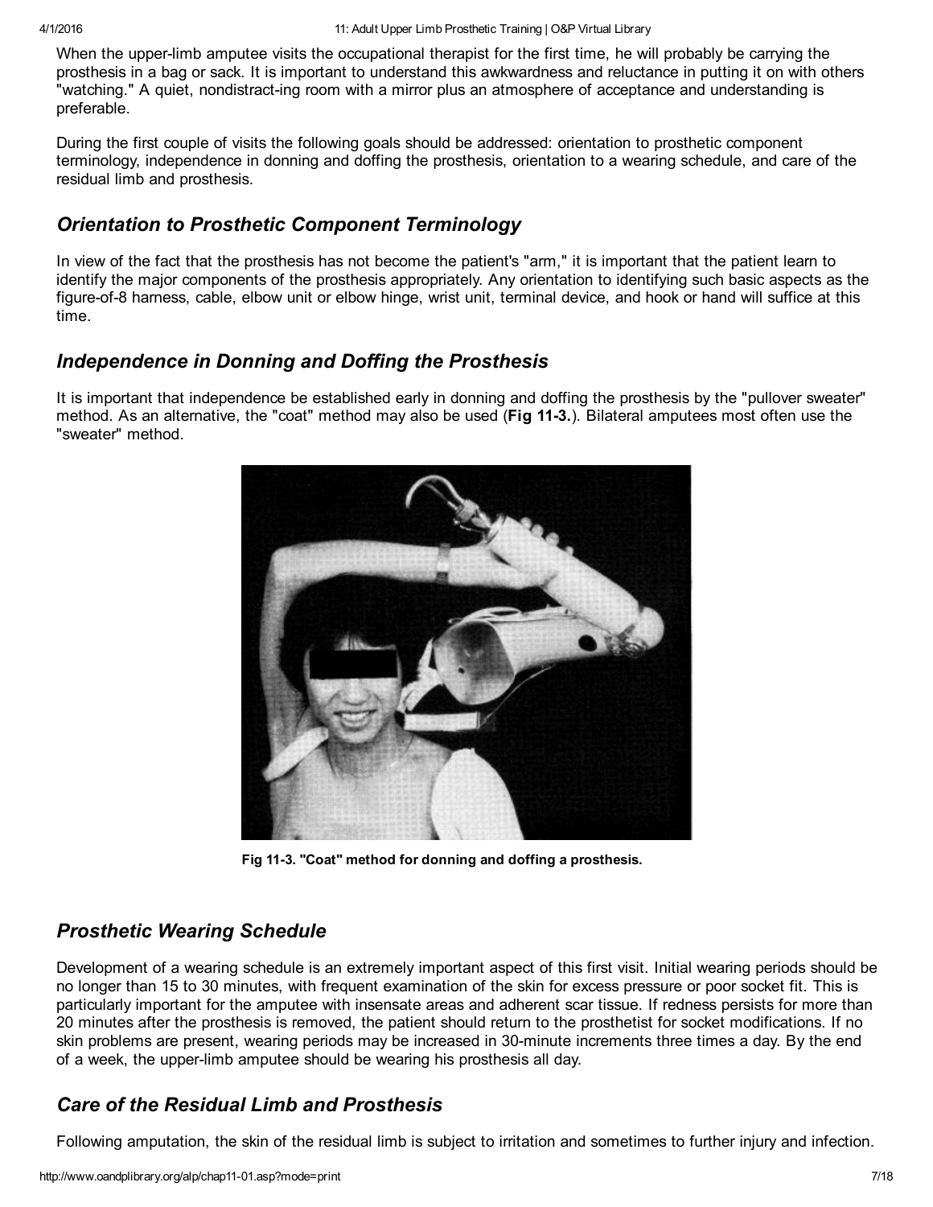When the upper-limb amputee visits the occupational therapist for the first time, he will probably be carrying the prosthesis in a bag or sack. It is important to understand this awkwardness and reluctance in putting it on with others "watching." A quiet, nondistract-ing room with a mirror plus an atmosphere of acceptance and understanding is preferable.

During the first couple of visits the following goals should be addressed: orientation to prosthetic component terminology, independence in donning and doffing the prosthesis, orientation to a wearing schedule, and care of the residual limb and prosthesis.

## *Orientation to Prosthetic Component Terminology*

In view of the fact that the prosthesis has not become the patient's "arm," it is important that the patient learn to identify the major components of the prosthesis appropriately. Any orientation to identifying such basic aspects as the figure-of-8 harness, cable, elbow unit or elbow hinge, wrist unit, terminal device, and hook or hand will suffice at this time.

## *Independence in Donning and Doffing the Prosthesis*

It is important that independence be established early in donning and doffing the prosthesis by the "pullover sweater" method. As an alternative, the "coat" method may also be used (**Fig 11-3.**). Bilateral amputees most often use the "sweater" method.

**Fig 11-3. "Coat" method for donning and doffing a prosthesis.**

## *Prosthetic Wearing Schedule*

Development of a wearing schedule is an extremely important aspect of this first visit. Initial wearing periods should be no longer than 15 to 30 minutes, with frequent examination of the skin for excess pressure or poor socket fit. This is particularly important for the amputee with insensate areas and adherent scar tissue. If redness persists for more than 20 minutes after the prosthesis is removed, the patient should return to the prosthetist for socket modifications. If no skin problems are present, wearing periods may be increased in 30-minute increments three times a day. By the end of a week, the upper-limb amputee should be wearing his prosthesis all day.

## *Care of the Residual Limb and Prosthesis*

Following amputation, the skin of the residual limb is subject to irritation and sometimes to further injury and infection.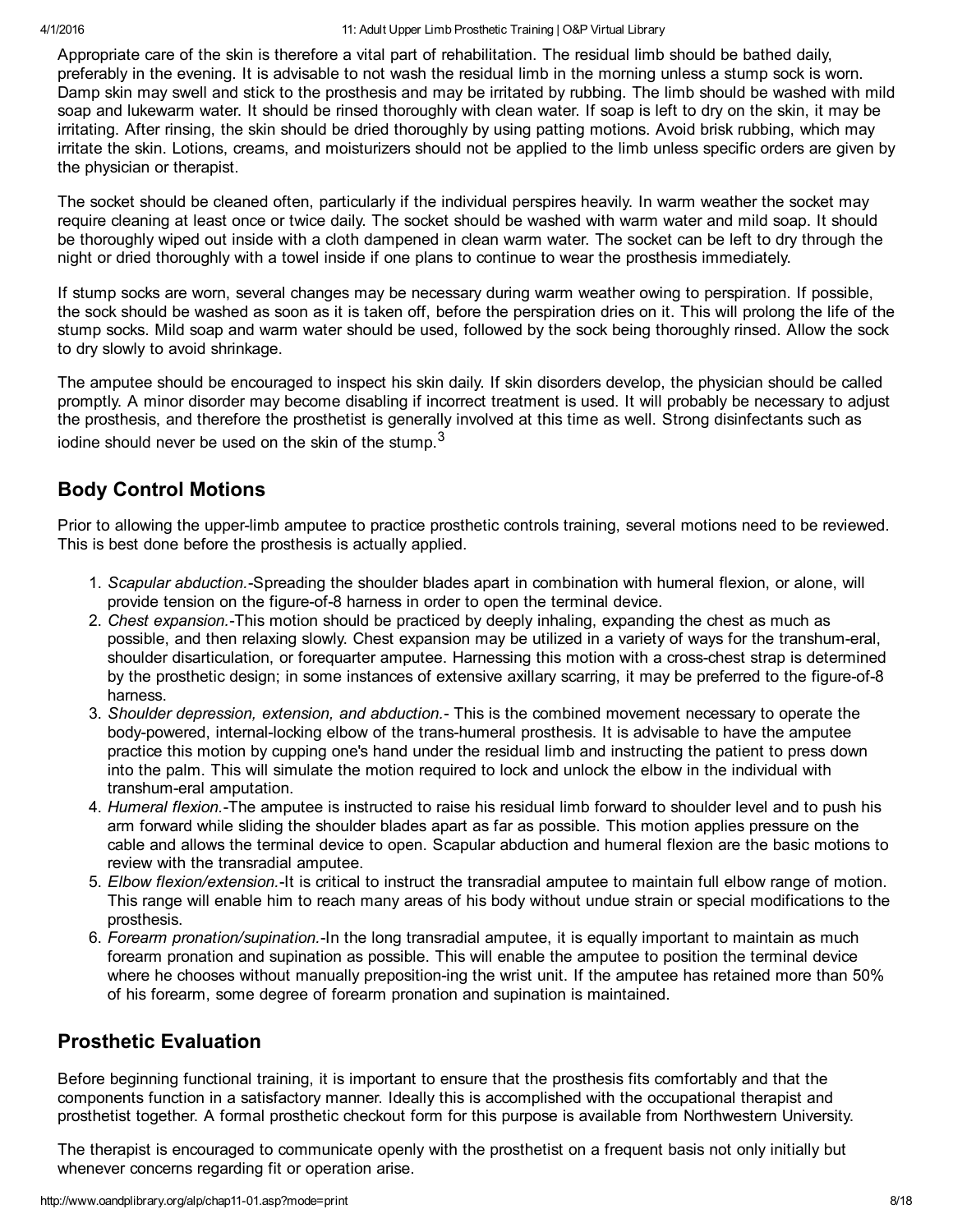Appropriate care of the skin is therefore a vital part of rehabilitation. The residual limb should be bathed daily, preferably in the evening. It is advisable to not wash the residual limb in the morning unless a stump sock is worn. Damp skin may swell and stick to the prosthesis and may be irritated by rubbing. The limb should be washed with mild soap and lukewarm water. It should be rinsed thoroughly with clean water. If soap is left to dry on the skin, it may be irritating. After rinsing, the skin should be dried thoroughly by using patting motions. Avoid brisk rubbing, which may irritate the skin. Lotions, creams, and moisturizers should not be applied to the limb unless specific orders are given by the physician or therapist.

The socket should be cleaned often, particularly if the individual perspires heavily. In warm weather the socket may require cleaning at least once or twice daily. The socket should be washed with warm water and mild soap. It should be thoroughly wiped out inside with a cloth dampened in clean warm water. The socket can be left to dry through the night or dried thoroughly with a towel inside if one plans to continue to wear the prosthesis immediately.

If stump socks are worn, several changes may be necessary during warm weather owing to perspiration. If possible, the sock should be washed as soon as it is taken off, before the perspiration dries on it. This will prolong the life of the stump socks. Mild soap and warm water should be used, followed by the sock being thoroughly rinsed. Allow the sock to dry slowly to avoid shrinkage.

The amputee should be encouraged to inspect his skin daily. If skin disorders develop, the physician should be called promptly. A minor disorder may become disabling if incorrect treatment is used. It will probably be necessary to adjust the prosthesis, and therefore the prosthetist is generally involved at this time as well. Strong disinfectants such as iodine should never be used on the skin of the stump.[3]

## Body Control Motions

Prior to allowing the upper-limb amputee to practice prosthetic controls training, several motions need to be reviewed. This is best done before the prosthesis is actually applied.

1. *Scapular abduction.*-Spreading the shoulder blades apart in combination with humeral flexion, or alone, will provide tension on the figure-of-8 harness in order to open the terminal device.
2. *Chest expansion.*-This motion should be practiced by deeply inhaling, expanding the chest as much as possible, and then relaxing slowly. Chest expansion may be utilized in a variety of ways for the transhum-eral, shoulder disarticulation, or forequarter amputee. Harnessing this motion with a cross-chest strap is determined by the prosthetic design; in some instances of extensive axillary scarring, it may be preferred to the figure-of-8 harness.
3. *Shoulder depression, extension, and abduction.*- This is the combined movement necessary to operate the body-powered, internal-locking elbow of the trans-humeral prosthesis. It is advisable to have the amputee practice this motion by cupping one's hand under the residual limb and instructing the patient to press down into the palm. This will simulate the motion required to lock and unlock the elbow in the individual with transhum-eral amputation.
4. *Humeral flexion.*-The amputee is instructed to raise his residual limb forward to shoulder level and to push his arm forward while sliding the shoulder blades apart as far as possible. This motion applies pressure on the cable and allows the terminal device to open. Scapular abduction and humeral flexion are the basic motions to review with the transradial amputee.
5. *Elbow flexion/extension.*-It is critical to instruct the transradial amputee to maintain full elbow range of motion. This range will enable him to reach many areas of his body without undue strain or special modifications to the prosthesis.
6. *Forearm pronation/supination.*-In the long transradial amputee, it is equally important to maintain as much forearm pronation and supination as possible. This will enable the amputee to position the terminal device where he chooses without manually preposition-ing the wrist unit. If the amputee has retained more than 50% of his forearm, some degree of forearm pronation and supination is maintained.

## Prosthetic Evaluation

Before beginning functional training, it is important to ensure that the prosthesis fits comfortably and that the components function in a satisfactory manner. Ideally this is accomplished with the occupational therapist and prosthetist together. A formal prosthetic checkout form for this purpose is available from Northwestern University.

The therapist is encouraged to communicate openly with the prosthetist on a frequent basis not only initially but whenever concerns regarding fit or operation arise.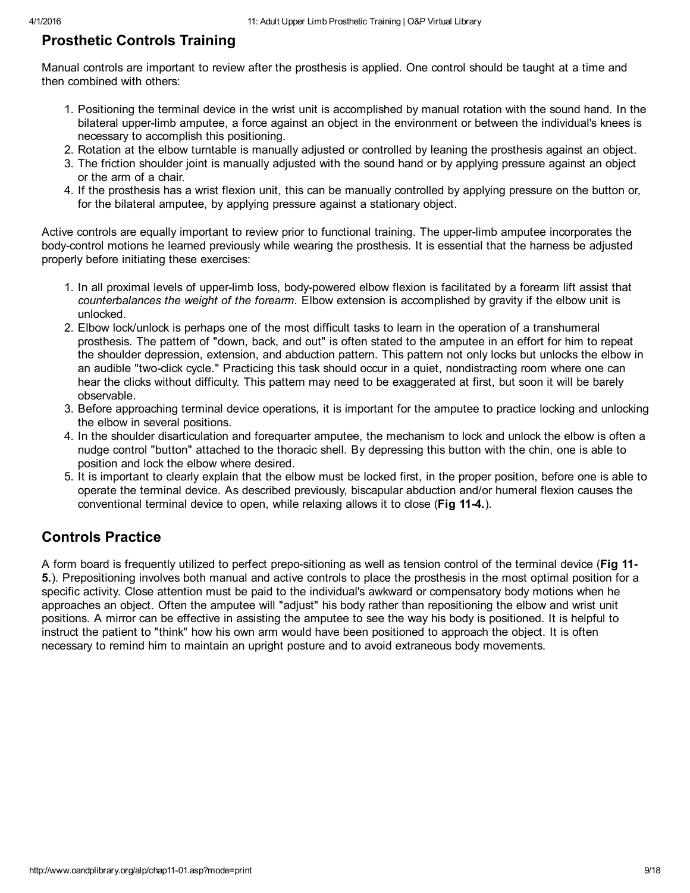## Prosthetic Controls Training

Manual controls are important to review after the prosthesis is applied. One control should be taught at a time and then combined with others:

1. Positioning the terminal device in the wrist unit is accomplished by manual rotation with the sound hand. In the bilateral upper-limb amputee, a force against an object in the environment or between the individual's knees is necessary to accomplish this positioning.
2. Rotation at the elbow turntable is manually adjusted or controlled by leaning the prosthesis against an object.
3. The friction shoulder joint is manually adjusted with the sound hand or by applying pressure against an object or the arm of a chair.
4. If the prosthesis has a wrist flexion unit, this can be manually controlled by applying pressure on the button or, for the bilateral amputee, by applying pressure against a stationary object.

Active controls are equally important to review prior to functional training. The upper-limb amputee incorporates the body-control motions he learned previously while wearing the prosthesis. It is essential that the harness be adjusted properly before initiating these exercises:

1. In all proximal levels of upper-limb loss, body-powered elbow flexion is facilitated by a forearm lift assist that *counterbalances the weight of the forearm*. Elbow extension is accomplished by gravity if the elbow unit is unlocked.
2. Elbow lock/unlock is perhaps one of the most difficult tasks to learn in the operation of a transhumeral prosthesis. The pattern of "down, back, and out" is often stated to the amputee in an effort for him to repeat the shoulder depression, extension, and abduction pattern. This pattern not only locks but unlocks the elbow in an audible "two-click cycle." Practicing this task should occur in a quiet, nondistracting room where one can hear the clicks without difficulty. This pattern may need to be exaggerated at first, but soon it will be barely observable.
3. Before approaching terminal device operations, it is important for the amputee to practice locking and unlocking the elbow in several positions.
4. In the shoulder disarticulation and forequarter amputee, the mechanism to lock and unlock the elbow is often a nudge control "button" attached to the thoracic shell. By depressing this button with the chin, one is able to position and lock the elbow where desired.
5. It is important to clearly explain that the elbow must be locked first, in the proper position, before one is able to operate the terminal device. As described previously, biscapular abduction and/or humeral flexion causes the conventional terminal device to open, while relaxing allows it to close (**Fig 11-4.**).

## Controls Practice

A form board is frequently utilized to perfect prepo-sitioning as well as tension control of the terminal device (**Fig 11-5.**). Prepositioning involves both manual and active controls to place the prosthesis in the most optimal position for a specific activity. Close attention must be paid to the individual's awkward or compensatory body motions when he approaches an object. Often the amputee will "adjust" his body rather than repositioning the elbow and wrist unit positions. A mirror can be effective in assisting the amputee to see the way his body is positioned. It is helpful to instruct the patient to "think" how his own arm would have been positioned to approach the object. It is often necessary to remind him to maintain an upright posture and to avoid extraneous body movements.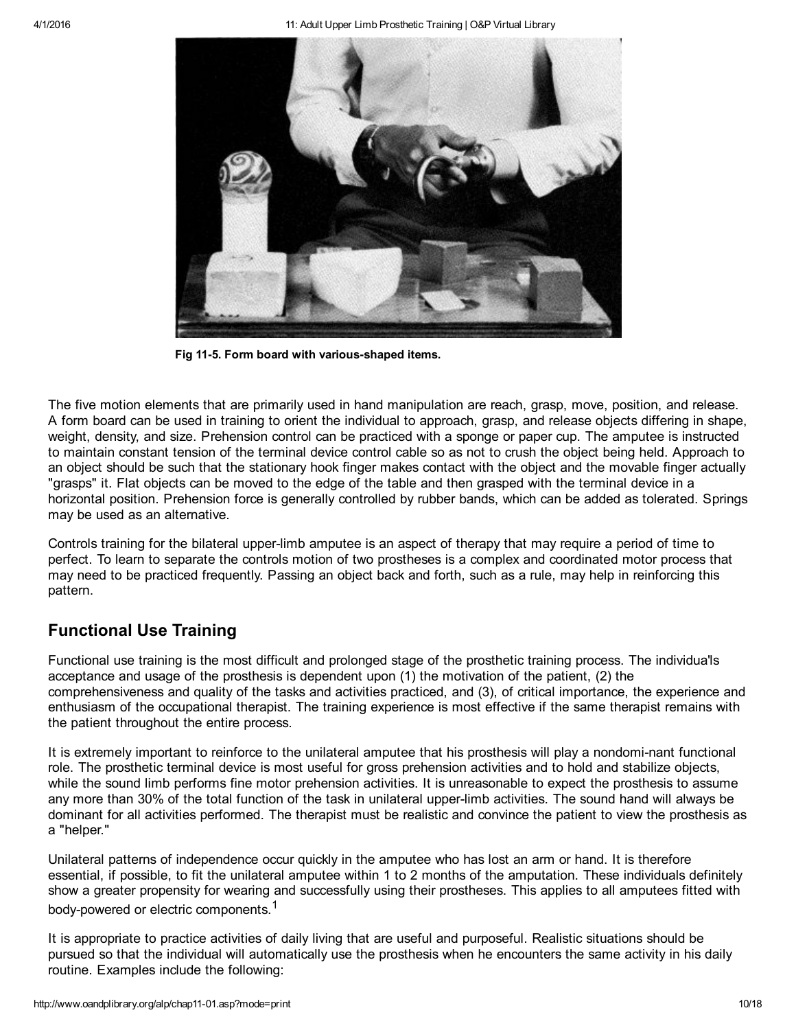Fig 11-5. Form board with various-shaped items.

The five motion elements that are primarily used in hand manipulation are reach, grasp, move, position, and release. A form board can be used in training to orient the individual to approach, grasp, and release objects differing in shape, weight, density, and size. Prehension control can be practiced with a sponge or paper cup. The amputee is instructed to maintain constant tension of the terminal device control cable so as not to crush the object being held. Approach to an object should be such that the stationary hook finger makes contact with the object and the movable finger actually "grasps" it. Flat objects can be moved to the edge of the table and then grasped with the terminal device in a horizontal position. Prehension force is generally controlled by rubber bands, which can be added as tolerated. Springs may be used as an alternative.

Controls training for the bilateral upper-limb amputee is an aspect of therapy that may require a period of time to perfect. To learn to separate the controls motion of two prostheses is a complex and coordinated motor process that may need to be practiced frequently. Passing an object back and forth, such as a rule, may help in reinforcing this pattern.

## Functional Use Training

Functional use training is the most difficult and prolonged stage of the prosthetic training process. The individua'ls acceptance and usage of the prosthesis is dependent upon (1) the motivation of the patient, (2) the comprehensiveness and quality of the tasks and activities practiced, and (3), of critical importance, the experience and enthusiasm of the occupational therapist. The training experience is most effective if the same therapist remains with the patient throughout the entire process.

It is extremely important to reinforce to the unilateral amputee that his prosthesis will play a nondomi-nant functional role. The prosthetic terminal device is most useful for gross prehension activities and to hold and stabilize objects, while the sound limb performs fine motor prehension activities. It is unreasonable to expect the prosthesis to assume any more than 30% of the total function of the task in unilateral upper-limb activities. The sound hand will always be dominant for all activities performed. The therapist must be realistic and convince the patient to view the prosthesis as a "helper."

Unilateral patterns of independence occur quickly in the amputee who has lost an arm or hand. It is therefore essential, if possible, to fit the unilateral amputee within 1 to 2 months of the amputation. These individuals definitely show a greater propensity for wearing and successfully using their prostheses. This applies to all amputees fitted with body-powered or electric components.[1]

It is appropriate to practice activities of daily living that are useful and purposeful. Realistic situations should be pursued so that the individual will automatically use the prosthesis when he encounters the same activity in his daily routine. Examples include the following: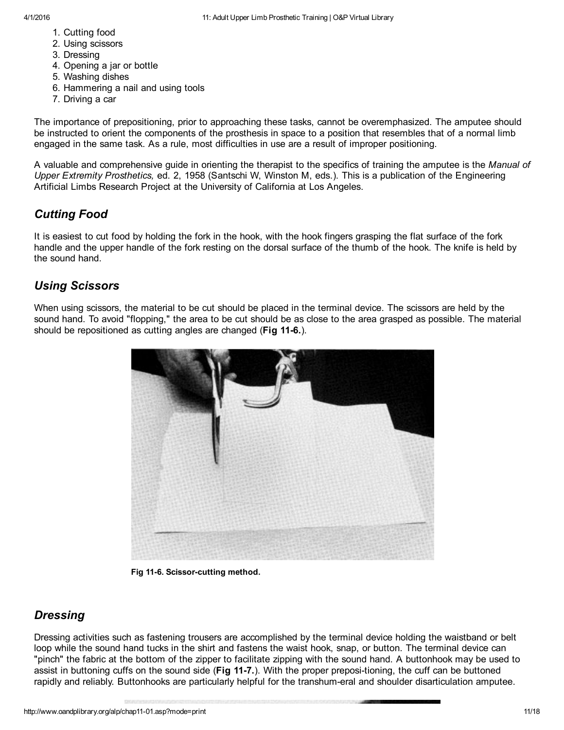1. Cutting food
2. Using scissors
3. Dressing
4. Opening a jar or bottle
5. Washing dishes
6. Hammering a nail and using tools
7. Driving a car

The importance of prepositioning, prior to approaching these tasks, cannot be overemphasized. The amputee should be instructed to orient the components of the prosthesis in space to a position that resembles that of a normal limb engaged in the same task. As a rule, most difficulties in use are a result of improper positioning.

A valuable and comprehensive guide in orienting the therapist to the specifics of training the amputee is the *Manual of Upper Extremity Prosthetics,* ed. 2, 1958 (Santschi W, Winston M, eds.). This is a publication of the Engineering Artificial Limbs Research Project at the University of California at Los Angeles.

## *Cutting Food*

It is easiest to cut food by holding the fork in the hook, with the hook fingers grasping the flat surface of the fork handle and the upper handle of the fork resting on the dorsal surface of the thumb of the hook. The knife is held by the sound hand.

## *Using Scissors*

When using scissors, the material to be cut should be placed in the terminal device. The scissors are held by the sound hand. To avoid "flopping," the area to be cut should be as close to the area grasped as possible. The material should be repositioned as cutting angles are changed (**Fig 11-6.**).

**Fig 11-6. Scissor-cutting method.**

## *Dressing*

Dressing activities such as fastening trousers are accomplished by the terminal device holding the waistband or belt loop while the sound hand tucks in the shirt and fastens the waist hook, snap, or button. The terminal device can "pinch" the fabric at the bottom of the zipper to facilitate zipping with the sound hand. A buttonhook may be used to assist in buttoning cuffs on the sound side (**Fig 11-7.**). With the proper preposi-tioning, the cuff can be buttoned rapidly and reliably. Buttonhooks are particularly helpful for the transhum-eral and shoulder disarticulation amputee.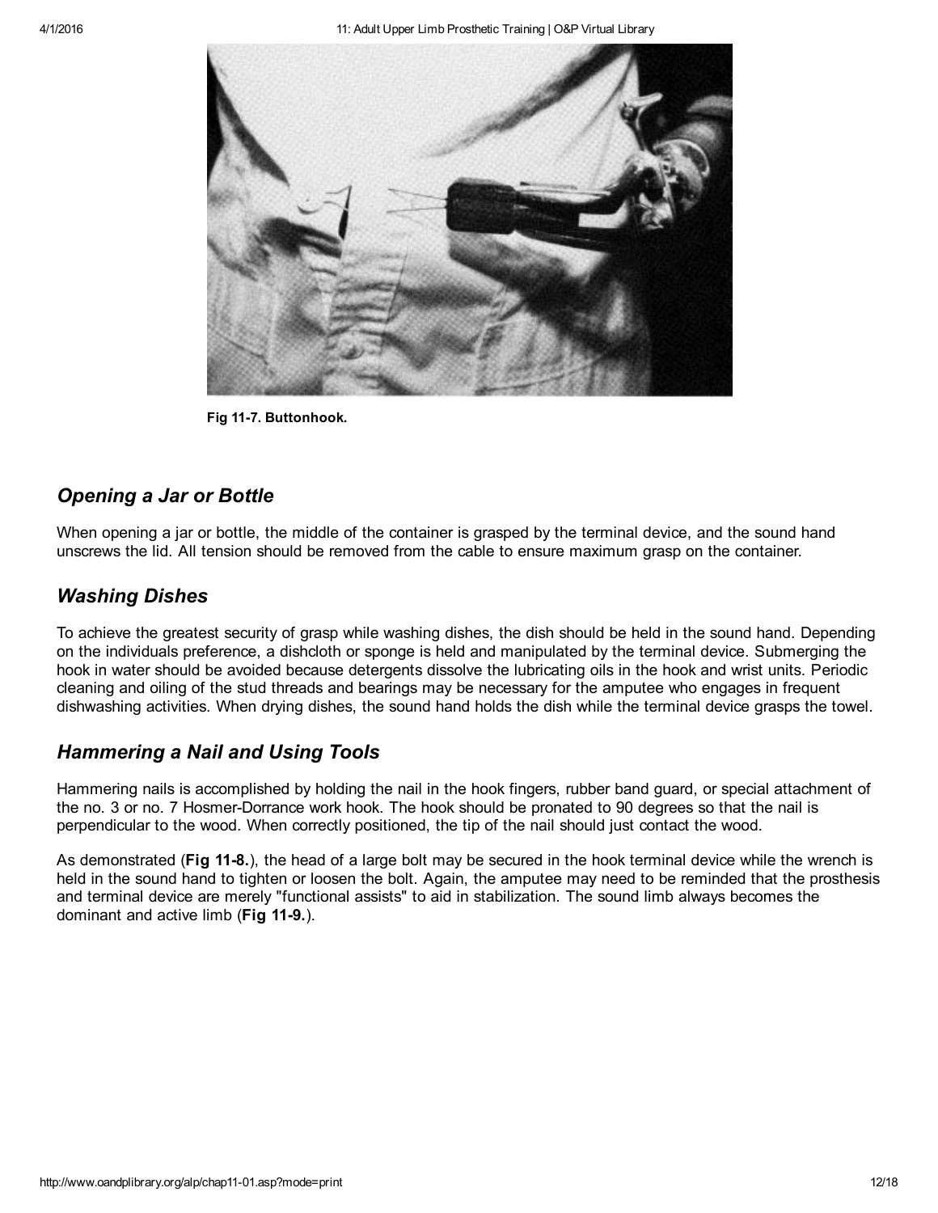Fig 11-7. Buttonhook.

### *Opening a Jar or Bottle*

When opening a jar or bottle, the middle of the container is grasped by the terminal device, and the sound hand unscrews the lid. All tension should be removed from the cable to ensure maximum grasp on the container.

### *Washing Dishes*

To achieve the greatest security of grasp while washing dishes, the dish should be held in the sound hand. Depending on the individuals preference, a dishcloth or sponge is held and manipulated by the terminal device. Submerging the hook in water should be avoided because detergents dissolve the lubricating oils in the hook and wrist units. Periodic cleaning and oiling of the stud threads and bearings may be necessary for the amputee who engages in frequent dishwashing activities. When drying dishes, the sound hand holds the dish while the terminal device grasps the towel.

### *Hammering a Nail and Using Tools*

Hammering nails is accomplished by holding the nail in the hook fingers, rubber band guard, or special attachment of the no. 3 or no. 7 Hosmer-Dorrance work hook. The hook should be pronated to 90 degrees so that the nail is perpendicular to the wood. When correctly positioned, the tip of the nail should just contact the wood.

As demonstrated (**Fig 11-8.**), the head of a large bolt may be secured in the hook terminal device while the wrench is held in the sound hand to tighten or loosen the bolt. Again, the amputee may need to be reminded that the prosthesis and terminal device are merely "functional assists" to aid in stabilization. The sound limb always becomes the dominant and active limb (**Fig 11-9.**).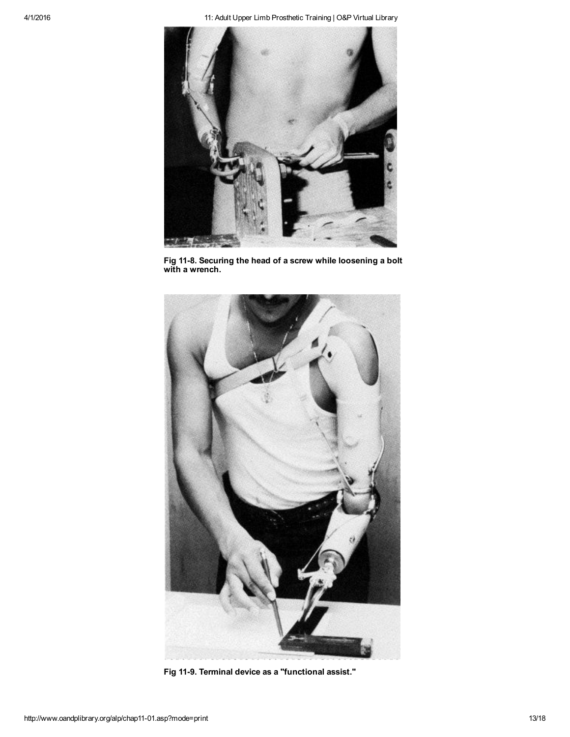**Fig 11-8. Securing the head of a screw while loosening a bolt with a wrench.**

**Fig 11-9. Terminal device as a "functional assist."**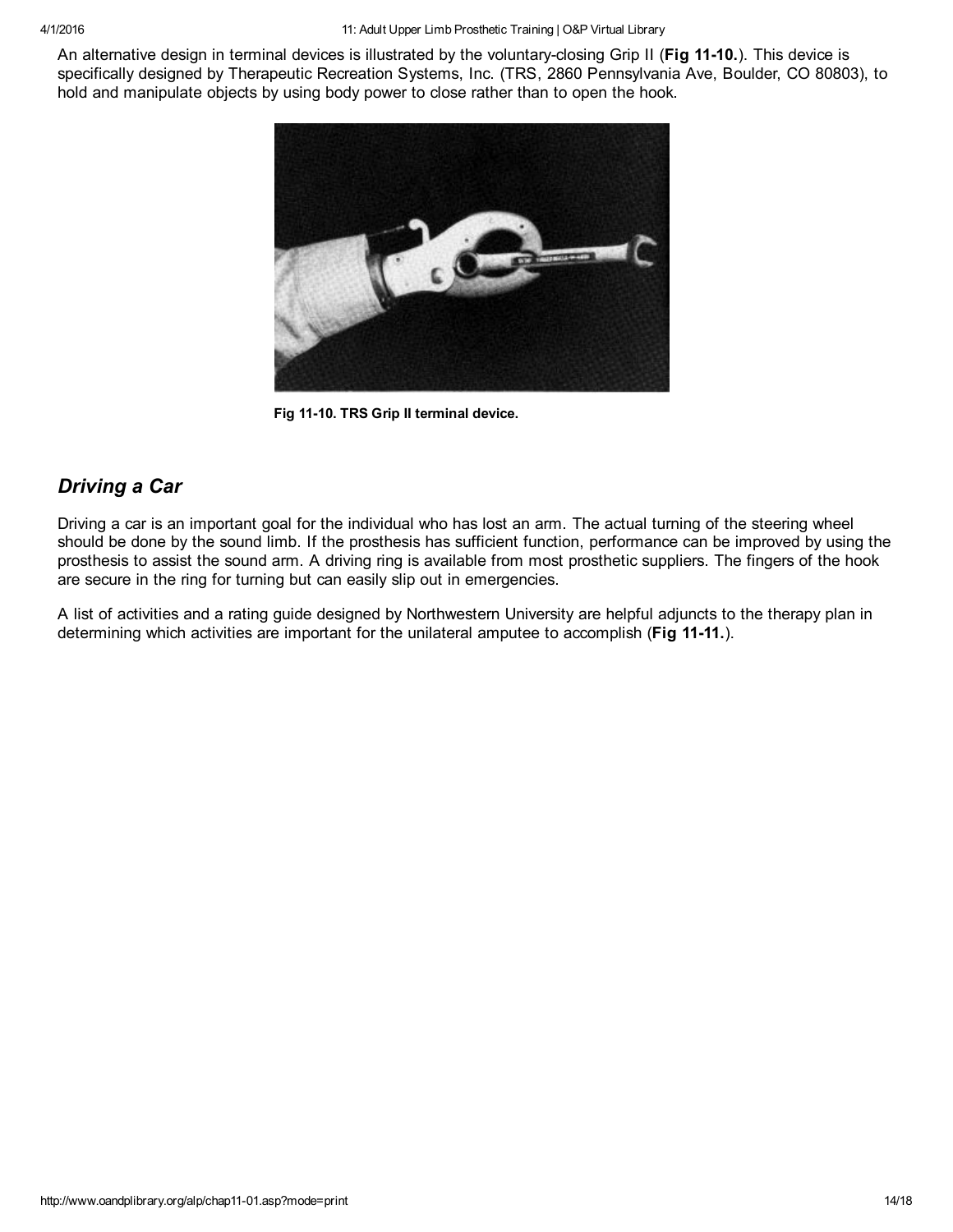An alternative design in terminal devices is illustrated by the voluntary-closing Grip II (**Fig 11-10.**). This device is specifically designed by Therapeutic Recreation Systems, Inc. (TRS, 2860 Pennsylvania Ave, Boulder, CO 80803), to hold and manipulate objects by using body power to close rather than to open the hook.

**Fig 11-10. TRS Grip II terminal device.**

## *Driving a Car*

Driving a car is an important goal for the individual who has lost an arm. The actual turning of the steering wheel should be done by the sound limb. If the prosthesis has sufficient function, performance can be improved by using the prosthesis to assist the sound arm. A driving ring is available from most prosthetic suppliers. The fingers of the hook are secure in the ring for turning but can easily slip out in emergencies.

A list of activities and a rating guide designed by Northwestern University are helpful adjuncts to the therapy plan in determining which activities are important for the unilateral amputee to accomplish (**Fig 11-11.**).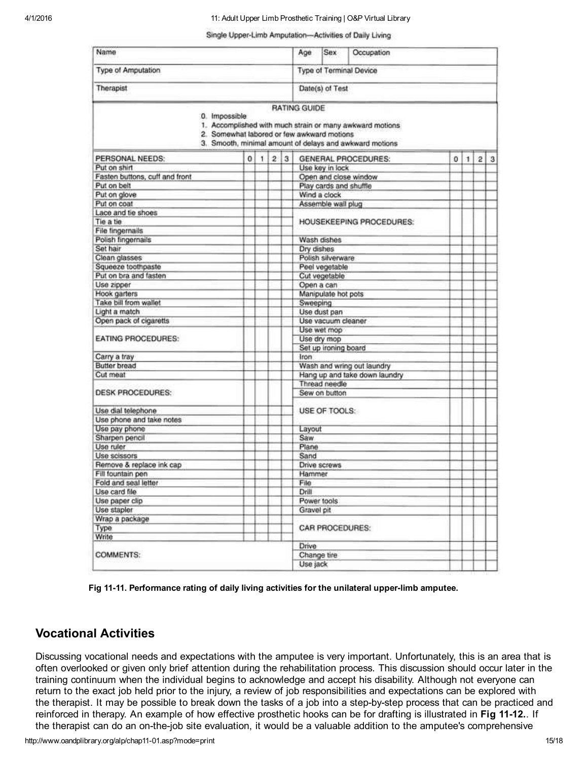Single Upper-Limb Amputation—Activities of Daily Living

| Name | | | | | Age | Sex | Occupation | | | | |
|---|---|---|---|---|---|---|---|---|---|---|---|
| Type of Amputation | | | | | Type of Terminal Device | | | | | | |
| Therapist | | | | | Date(s) of Test | | | | | | |

**RATING GUIDE**

0. Impossible
1. Accomplished with much strain or many awkward motions
2. Somewhat labored or few awkward motions
3. Smooth, minimal amount of delays and awkward motions

| PERSONAL NEEDS: | 0 | 1 | 2 | 3 | GENERAL PROCEDURES: | 0 | 1 | 2 | 3 |
|---|---|---|---|---|---|---|---|---|---|
| Put on shirt | | | | | Use key in lock | | | | |
| Fasten buttons, cuff and front | | | | | Open and close window | | | | |
| Put on belt | | | | | Play cards and shuffle | | | | |
| Put on glove | | | | | Wind a clock | | | | |
| Put on coat | | | | | Assemble wall plug | | | | |
| Lace and tie shoes | | | | | | | | | |
| Tie a tie | | | | | HOUSEKEEPING PROCEDURES: | | | | |
| File fingernails | | | | | | | | | |
| Polish fingernails | | | | | Wash dishes | | | | |
| Set hair | | | | | Dry dishes | | | | |
| Clean glasses | | | | | Polish silverware | | | | |
| Squeeze toothpaste | | | | | Peel vegetable | | | | |
| Put on bra and fasten | | | | | Cut vegetable | | | | |
| Use zipper | | | | | Open a can | | | | |
| Hook garters | | | | | Manipulate hot pots | | | | |
| Take bill from wallet | | | | | Sweeping | | | | |
| Light a match | | | | | Use dust pan | | | | |
| Open pack of cigaretts | | | | | Use vacuum cleaner | | | | |
| | | | | | Use wet mop | | | | |
| EATING PROCEDURES: | | | | | Use dry mop | | | | |
| | | | | | Set up ironing board | | | | |
| Carry a tray | | | | | Iron | | | | |
| Butter bread | | | | | Wash and wring out laundry | | | | |
| Cut meat | | | | | Hang up and take down laundry | | | | |
| | | | | | Thread needle | | | | |
| DESK PROCEDURES: | | | | | Sew on button | | | | |
| | | | | | | | | | |
| Use dial telephone | | | | | USE OF TOOLS: | | | | |
| Use phone and take notes | | | | | | | | | |
| Use pay phone | | | | | Layout | | | | |
| Sharpen pencil | | | | | Saw | | | | |
| Use ruler | | | | | Plane | | | | |
| Use scissors | | | | | Sand | | | | |
| Remove & replace ink cap | | | | | Drive screws | | | | |
| Fill fountain pen | | | | | Hammer | | | | |
| Fold and seal letter | | | | | File | | | | |
| Use card file | | | | | Drill | | | | |
| Use paper clip | | | | | Power tools | | | | |
| Use stapler | | | | | Gravel pit | | | | |
| Wrap a package | | | | | | | | | |
| Type | | | | | CAR PROCEDURES: | | | | |
| Write | | | | | | | | | |
| | | | | | Drive | | | | |
| COMMENTS: | | | | | Change tire | | | | |
| | | | | | Use jack | | | | |

**Fig 11-11. Performance rating of daily living activities for the unilateral upper-limb amputee.**

## Vocational Activities

Discussing vocational needs and expectations with the amputee is very important. Unfortunately, this is an area that is often overlooked or given only brief attention during the rehabilitation process. This discussion should occur later in the training continuum when the individual begins to acknowledge and accept his disability. Although not everyone can return to the exact job held prior to the injury, a review of job responsibilities and expectations can be explored with the therapist. It may be possible to break down the tasks of a job into a step-by-step process that can be practiced and reinforced in therapy. An example of how effective prosthetic hooks can be for drafting is illustrated in **Fig 11-12.**. If the therapist can do an on-the-job site evaluation, it would be a valuable addition to the amputee's comprehensive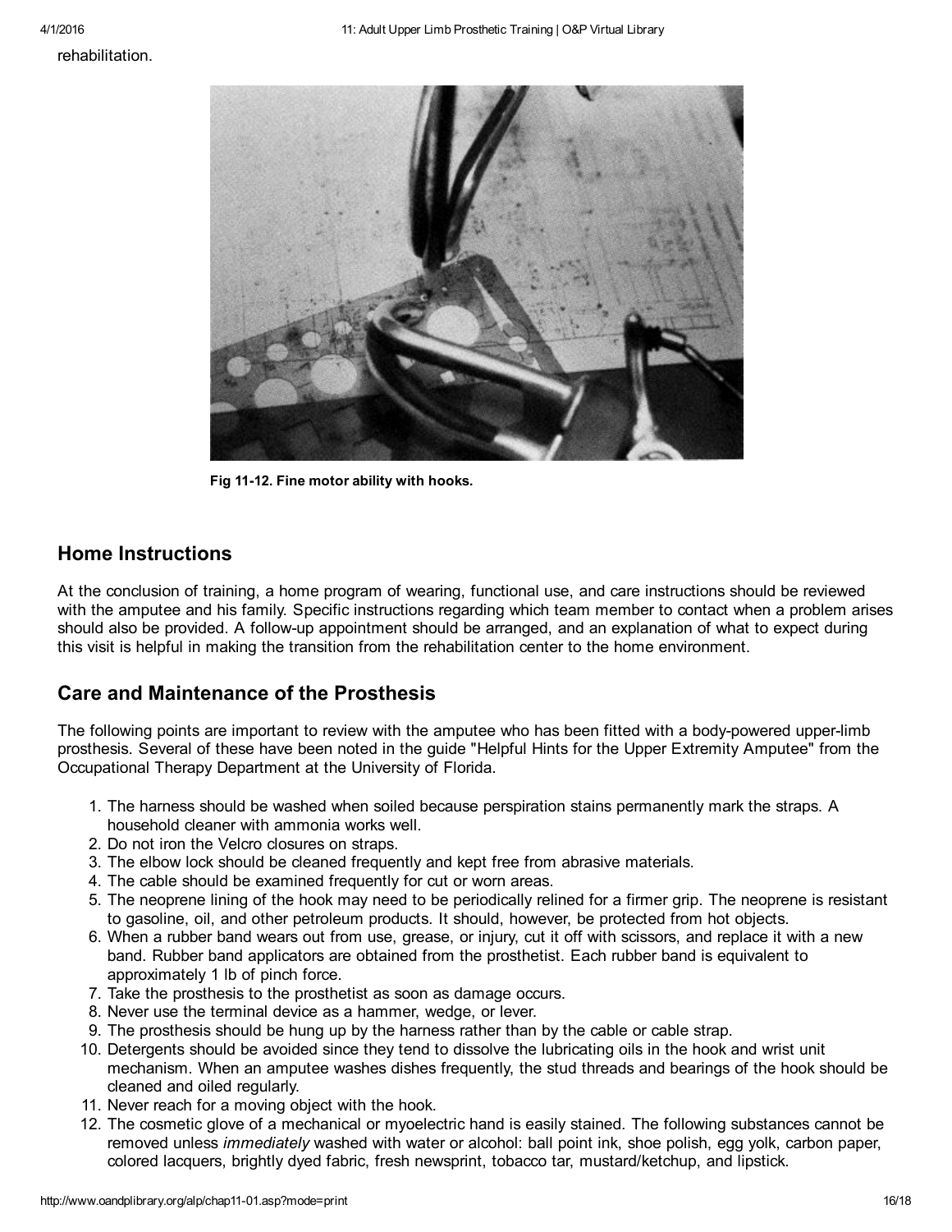rehabilitation.

**Fig 11-12. Fine motor ability with hooks.**

## Home Instructions

At the conclusion of training, a home program of wearing, functional use, and care instructions should be reviewed with the amputee and his family. Specific instructions regarding which team member to contact when a problem arises should also be provided. A follow-up appointment should be arranged, and an explanation of what to expect during this visit is helpful in making the transition from the rehabilitation center to the home environment.

## Care and Maintenance of the Prosthesis

The following points are important to review with the amputee who has been fitted with a body-powered upper-limb prosthesis. Several of these have been noted in the guide "Helpful Hints for the Upper Extremity Amputee" from the Occupational Therapy Department at the University of Florida.

1. The harness should be washed when soiled because perspiration stains permanently mark the straps. A household cleaner with ammonia works well.
2. Do not iron the Velcro closures on straps.
3. The elbow lock should be cleaned frequently and kept free from abrasive materials.
4. The cable should be examined frequently for cut or worn areas.
5. The neoprene lining of the hook may need to be periodically relined for a firmer grip. The neoprene is resistant to gasoline, oil, and other petroleum products. It should, however, be protected from hot objects.
6. When a rubber band wears out from use, grease, or injury, cut it off with scissors, and replace it with a new band. Rubber band applicators are obtained from the prosthetist. Each rubber band is equivalent to approximately 1 lb of pinch force.
7. Take the prosthesis to the prosthetist as soon as damage occurs.
8. Never use the terminal device as a hammer, wedge, or lever.
9. The prosthesis should be hung up by the harness rather than by the cable or cable strap.
10. Detergents should be avoided since they tend to dissolve the lubricating oils in the hook and wrist unit mechanism. When an amputee washes dishes frequently, the stud threads and bearings of the hook should be cleaned and oiled regularly.
11. Never reach for a moving object with the hook.
12. The cosmetic glove of a mechanical or myoelectric hand is easily stained. The following substances cannot be removed unless *immediately* washed with water or alcohol: ball point ink, shoe polish, egg yolk, carbon paper, colored lacquers, brightly dyed fabric, fresh newsprint, tobacco tar, mustard/ketchup, and lipstick.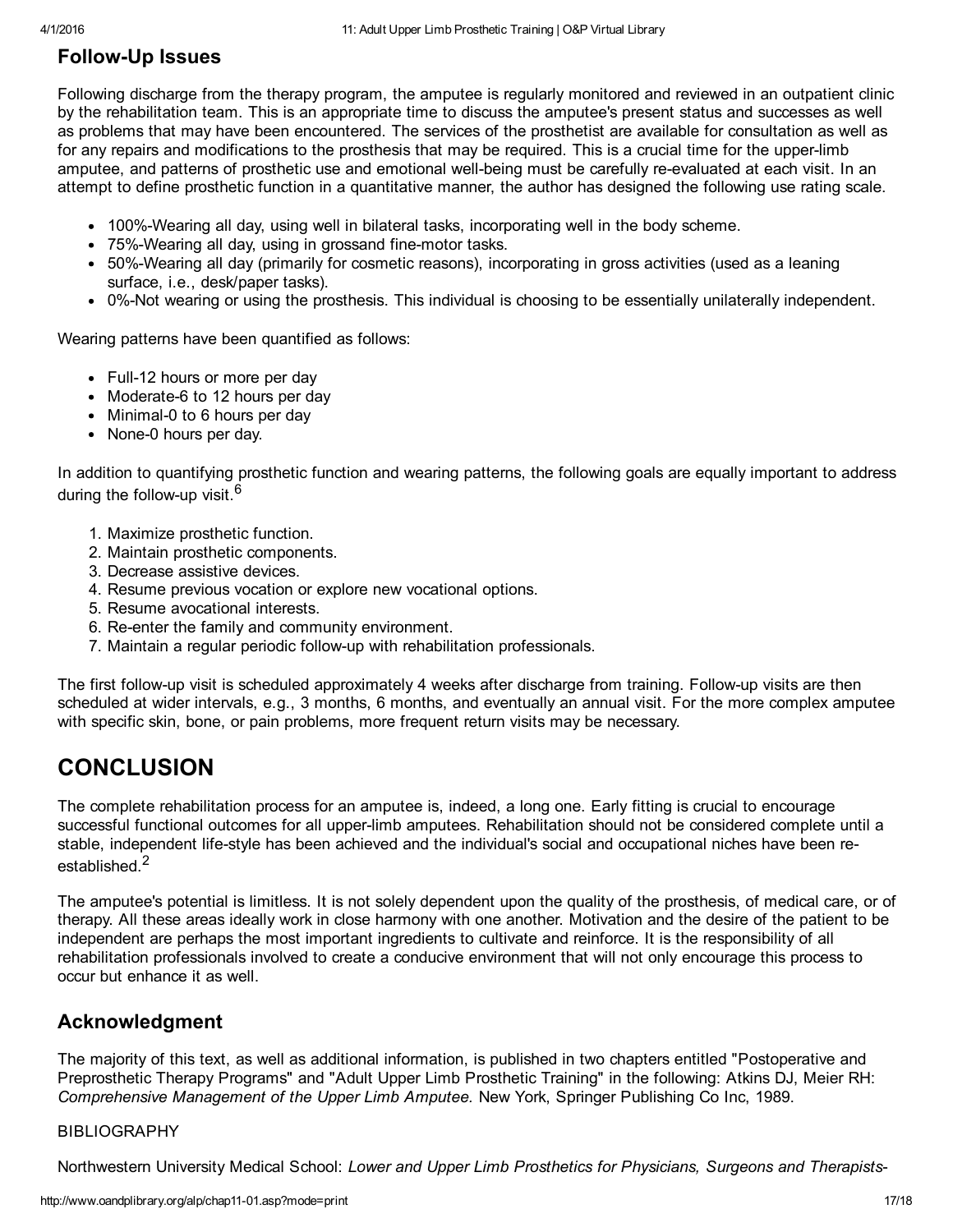## Follow-Up Issues

Following discharge from the therapy program, the amputee is regularly monitored and reviewed in an outpatient clinic by the rehabilitation team. This is an appropriate time to discuss the amputee's present status and successes as well as problems that may have been encountered. The services of the prosthetist are available for consultation as well as for any repairs and modifications to the prosthesis that may be required. This is a crucial time for the upper-limb amputee, and patterns of prosthetic use and emotional well-being must be carefully re-evaluated at each visit. In an attempt to define prosthetic function in a quantitative manner, the author has designed the following use rating scale.

- 100%-Wearing all day, using well in bilateral tasks, incorporating well in the body scheme.
- 75%-Wearing all day, using in grossand fine-motor tasks.
- 50%-Wearing all day (primarily for cosmetic reasons), incorporating in gross activities (used as a leaning surface, i.e., desk/paper tasks).
- 0%-Not wearing or using the prosthesis. This individual is choosing to be essentially unilaterally independent.

Wearing patterns have been quantified as follows:

- Full-12 hours or more per day
- Moderate-6 to 12 hours per day
- Minimal-0 to 6 hours per day
- None-0 hours per day.

In addition to quantifying prosthetic function and wearing patterns, the following goals are equally important to address during the follow-up visit.[6]

1. Maximize prosthetic function.
2. Maintain prosthetic components.
3. Decrease assistive devices.
4. Resume previous vocation or explore new vocational options.
5. Resume avocational interests.
6. Re-enter the family and community environment.
7. Maintain a regular periodic follow-up with rehabilitation professionals.

The first follow-up visit is scheduled approximately 4 weeks after discharge from training. Follow-up visits are then scheduled at wider intervals, e.g., 3 months, 6 months, and eventually an annual visit. For the more complex amputee with specific skin, bone, or pain problems, more frequent return visits may be necessary.

# CONCLUSION

The complete rehabilitation process for an amputee is, indeed, a long one. Early fitting is crucial to encourage successful functional outcomes for all upper-limb amputees. Rehabilitation should not be considered complete until a stable, independent life-style has been achieved and the individual's social and occupational niches have been re-established.[2]

The amputee's potential is limitless. It is not solely dependent upon the quality of the prosthesis, of medical care, or of therapy. All these areas ideally work in close harmony with one another. Motivation and the desire of the patient to be independent are perhaps the most important ingredients to cultivate and reinforce. It is the responsibility of all rehabilitation professionals involved to create a conducive environment that will not only encourage this process to occur but enhance it as well.

## Acknowledgment

The majority of this text, as well as additional information, is published in two chapters entitled "Postoperative and Preprosthetic Therapy Programs" and "Adult Upper Limb Prosthetic Training" in the following: Atkins DJ, Meier RH: *Comprehensive Management of the Upper Limb Amputee.* New York, Springer Publishing Co Inc, 1989.

BIBLIOGRAPHY

Northwestern University Medical School: *Lower and Upper Limb Prosthetics for Physicians, Surgeons and Therapists-*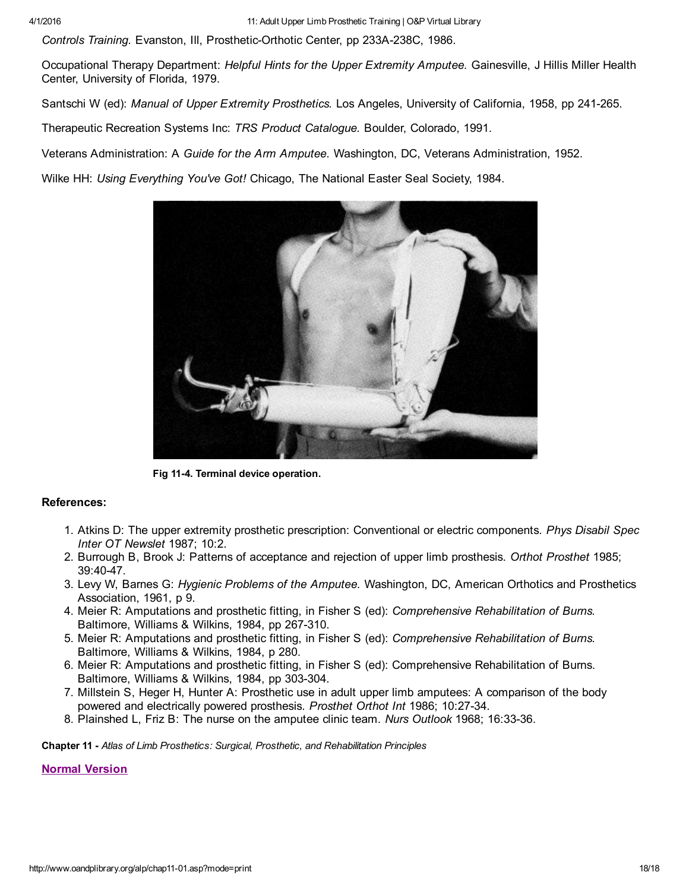*Controls Training.* Evanston, Ill, Prosthetic-Orthotic Center, pp 233A-238C, 1986.

Occupational Therapy Department: *Helpful Hints for the Upper Extremity Amputee.* Gainesville, J Hillis Miller Health Center, University of Florida, 1979.

Santschi W (ed): *Manual of Upper Extremity Prosthetics.* Los Angeles, University of California, 1958, pp 241-265.

Therapeutic Recreation Systems Inc: *TRS Product Catalogue.* Boulder, Colorado, 1991.

Veterans Administration: A *Guide for the Arm Amputee.* Washington, DC, Veterans Administration, 1952.

Wilke HH: *Using Everything You've Got!* Chicago, The National Easter Seal Society, 1984.

**Fig 11-4. Terminal device operation.**

**References:**

1. Atkins D: The upper extremity prosthetic prescription: Conventional or electric components. *Phys Disabil Spec Inter OT Newslet* 1987; 10:2.
2. Burrough B, Brook J: Patterns of acceptance and rejection of upper limb prosthesis. *Orthot Prosthet* 1985; 39:40-47.
3. Levy W, Barnes G: *Hygienic Problems of the Amputee.* Washington, DC, American Orthotics and Prosthetics Association, 1961, p 9.
4. Meier R: Amputations and prosthetic fitting, in Fisher S (ed): *Comprehensive Rehabilitation of Burns.* Baltimore, Williams & Wilkins, 1984, pp 267-310.
5. Meier R: Amputations and prosthetic fitting, in Fisher S (ed): *Comprehensive Rehabilitation of Burns.* Baltimore, Williams & Wilkins, 1984, p 280.
6. Meier R: Amputations and prosthetic fitting, in Fisher S (ed): Comprehensive Rehabilitation of Burns. Baltimore, Williams & Wilkins, 1984, pp 303-304.
7. Millstein S, Heger H, Hunter A: Prosthetic use in adult upper limb amputees: A comparison of the body powered and electrically powered prosthesis. *Prosthet Orthot Int* 1986; 10:27-34.
8. Plainshed L, Friz B: The nurse on the amputee clinic team. *Nurs Outlook* 1968; 16:33-36.

**Chapter 11 -** *Atlas of Limb Prosthetics: Surgical, Prosthetic, and Rehabilitation Principles*

**Normal Version**